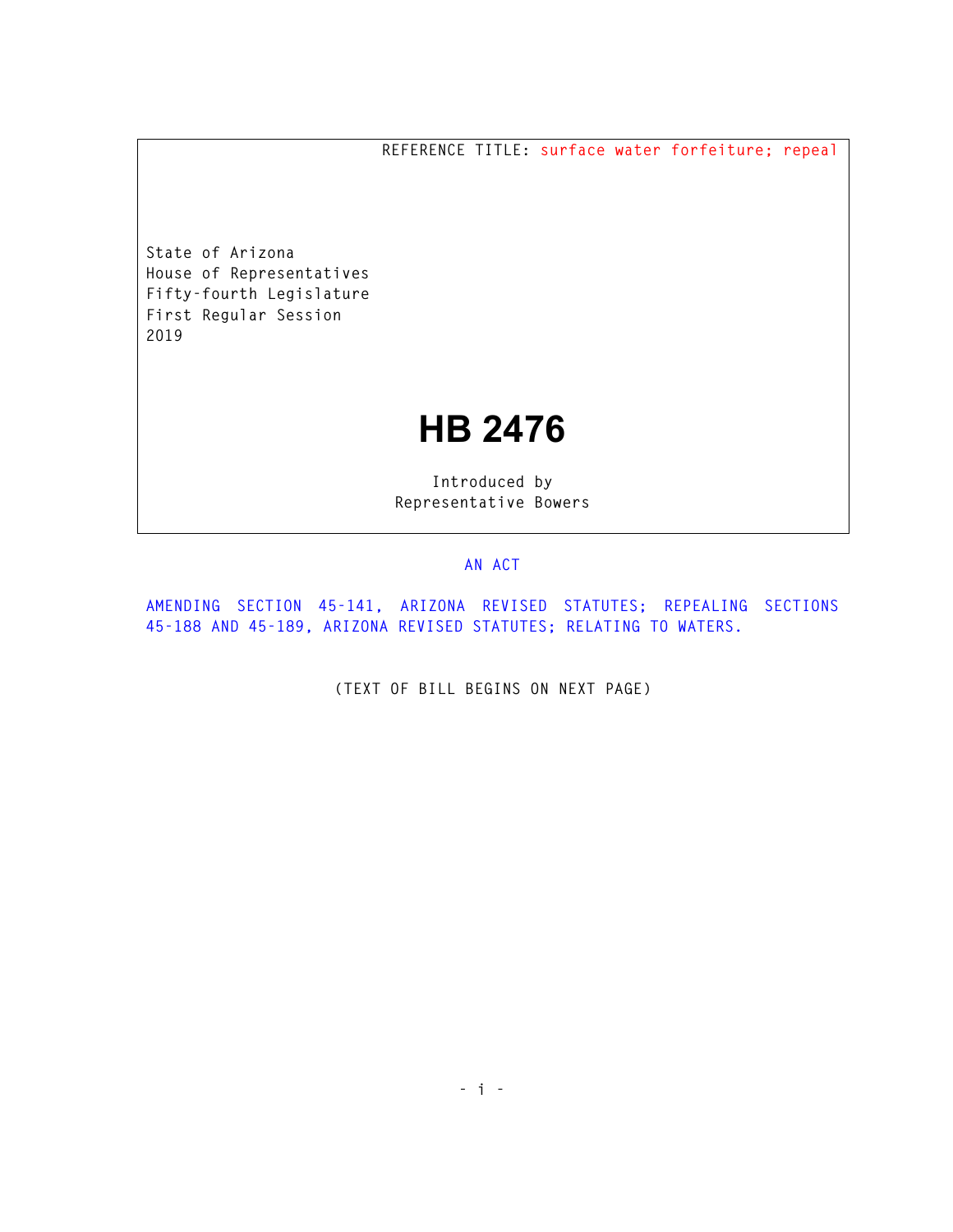REFERENCE TITLE: surface water forfeiture; repeal

State of Arizona
House of Representatives
Fifty-fourth Legislature
First Regular Session
2019

# HB 2476

Introduced by
Representative Bowers

AN ACT

AMENDING SECTION 45-141, ARIZONA REVISED STATUTES; REPEALING SECTIONS 45-188 AND 45-189, ARIZONA REVISED STATUTES; RELATING TO WATERS.

(TEXT OF BILL BEGINS ON NEXT PAGE)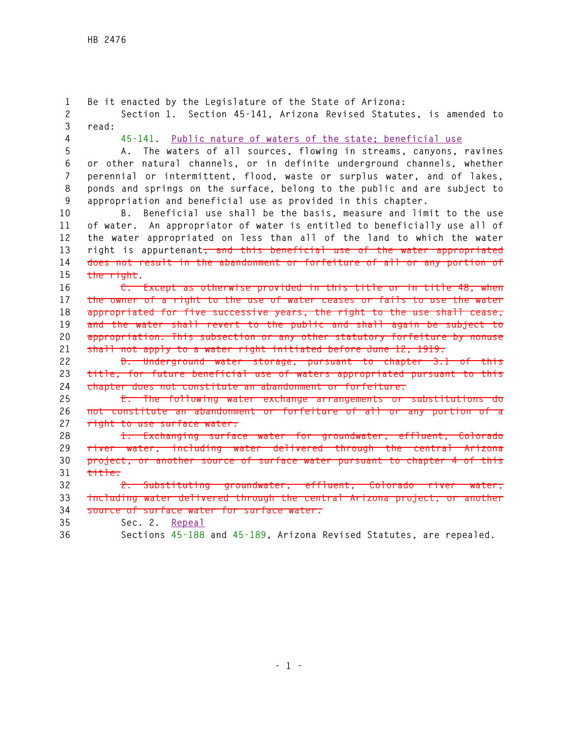Be it enacted by the Legislature of the State of Arizona:

Section 1. Section 45-141, Arizona Revised Statutes, is amended to read:

45-141. Public nature of waters of the state; beneficial use

A. The waters of all sources, flowing in streams, canyons, ravines or other natural channels, or in definite underground channels, whether perennial or intermittent, flood, waste or surplus water, and of lakes, ponds and springs on the surface, belong to the public and are subject to appropriation and beneficial use as provided in this chapter.

B. Beneficial use shall be the basis, measure and limit to the use of water. An appropriator of water is entitled to beneficially use all of the water appropriated on less than all of the land to which the water right is appurtenant~~, and this beneficial use of the water appropriated does not result in the abandonment or forfeiture of all or any portion of the right~~.

~~C. Except as otherwise provided in this title or in title 48, when the owner of a right to the use of water ceases or fails to use the water appropriated for five successive years, the right to the use shall cease, and the water shall revert to the public and shall again be subject to appropriation. This subsection or any other statutory forfeiture by nonuse shall not apply to a water right initiated before June 12, 1919.~~

~~D. Underground water storage, pursuant to chapter 3.1 of this title, for future beneficial use of waters appropriated pursuant to this chapter does not constitute an abandonment or forfeiture.~~

~~E. The following water exchange arrangements or substitutions do not constitute an abandonment or forfeiture of all or any portion of a right to use surface water:~~

~~1. Exchanging surface water for groundwater, effluent, Colorado river water, including water delivered through the central Arizona project, or another source of surface water pursuant to chapter 4 of this title.~~

~~2. Substituting groundwater, effluent, Colorado river water, including water delivered through the central Arizona project, or another source of surface water for surface water.~~

Sec. 2. Repeal

Sections 45-188 and 45-189, Arizona Revised Statutes, are repealed.